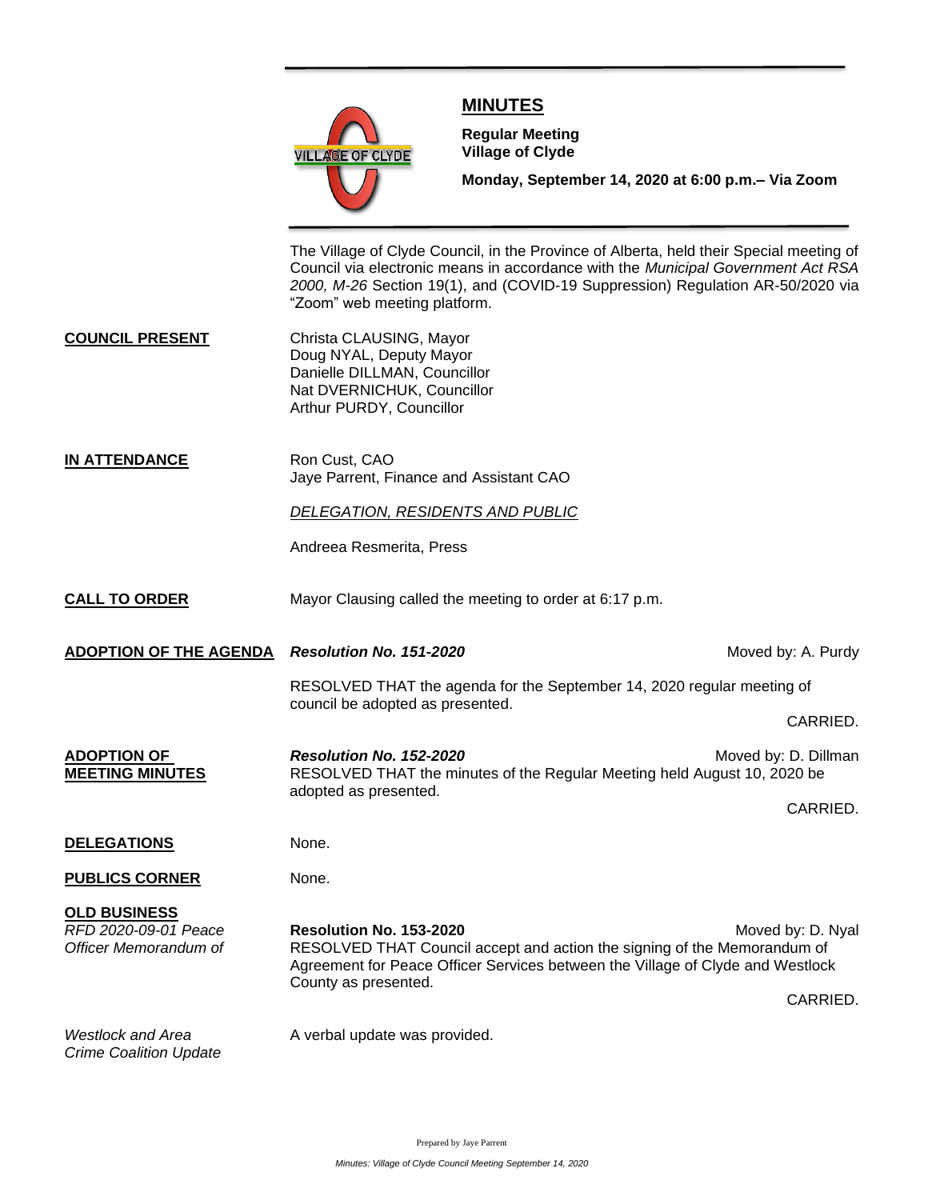# MINUTES

**Regular Meeting**
**Village of Clyde**

**Monday, September 14, 2020 at 6:00 p.m.– Via Zoom**

The Village of Clyde Council, in the Province of Alberta, held their Special meeting of Council via electronic means in accordance with the *Municipal Government Act RSA 2000, M-26* Section 19(1), and (COVID-19 Suppression) Regulation AR-50/2020 via "Zoom" web meeting platform.

**COUNCIL PRESENT**

Christa CLAUSING, Mayor
Doug NYAL, Deputy Mayor
Danielle DILLMAN, Councillor
Nat DVERNICHUK, Councillor
Arthur PURDY, Councillor

**IN ATTENDANCE**

Ron Cust, CAO
Jaye Parrent, Finance and Assistant CAO

*DELEGATION, RESIDENTS AND PUBLIC*

Andreea Resmerita, Press

**CALL TO ORDER**

Mayor Clausing called the meeting to order at 6:17 p.m.

**ADOPTION OF THE AGENDA**

***Resolution No. 151-2020*** — Moved by: A. Purdy

RESOLVED THAT the agenda for the September 14, 2020 regular meeting of council be adopted as presented.

CARRIED.

**ADOPTION OF MEETING MINUTES**

***Resolution No. 152-2020*** — Moved by: D. Dillman

RESOLVED THAT the minutes of the Regular Meeting held August 10, 2020 be adopted as presented.

CARRIED.

**DELEGATIONS**

None.

**PUBLICS CORNER**

None.

**OLD BUSINESS**

*RFD 2020-09-01 Peace Officer Memorandum of*

**Resolution No. 153-2020** — Moved by: D. Nyal

RESOLVED THAT Council accept and action the signing of the Memorandum of Agreement for Peace Officer Services between the Village of Clyde and Westlock County as presented.

CARRIED.

*Westlock and Area Crime Coalition Update*

A verbal update was provided.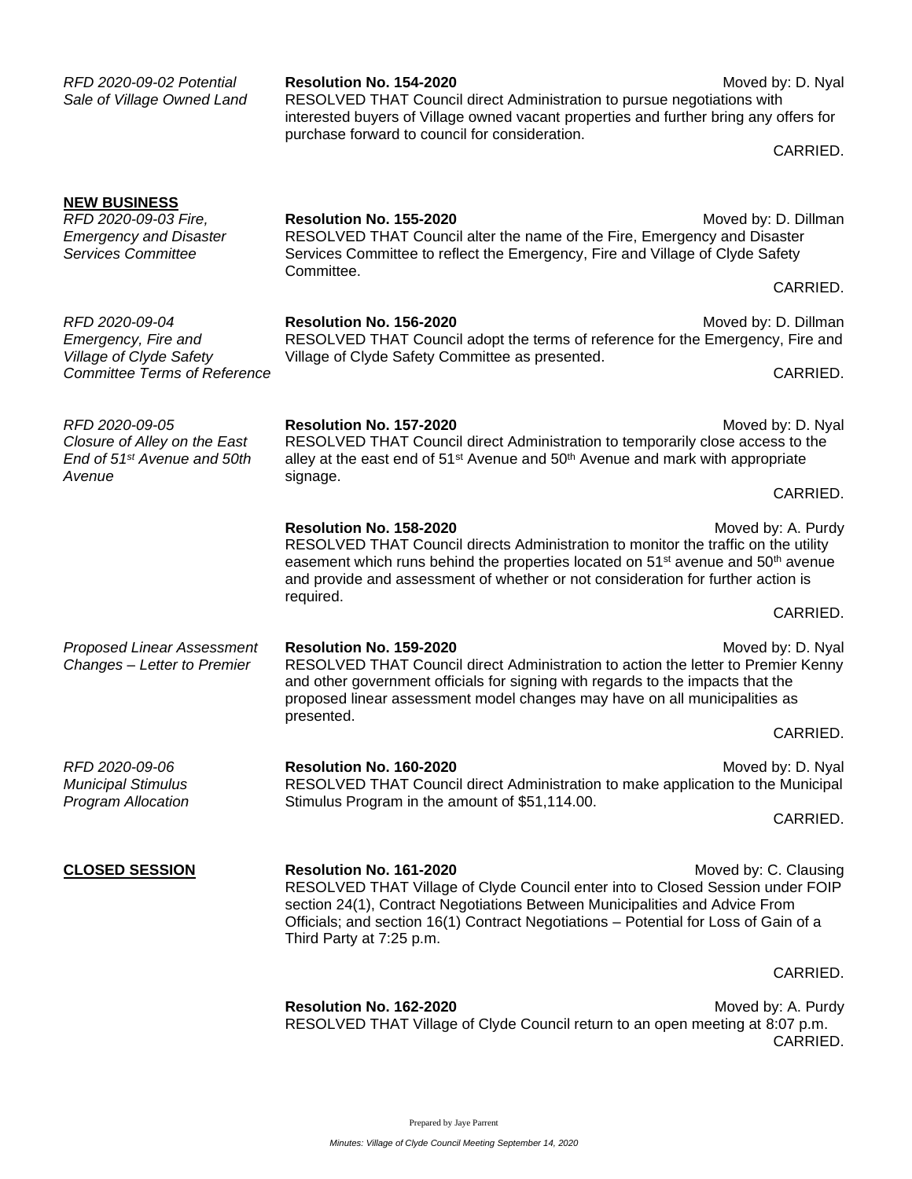*RFD 2020-09-02 Potential Sale of Village Owned Land*

**Resolution No. 154-2020** Moved by: D. Nyal

RESOLVED THAT Council direct Administration to pursue negotiations with interested buyers of Village owned vacant properties and further bring any offers for purchase forward to council for consideration.

CARRIED.

**NEW BUSINESS**

*RFD 2020-09-03 Fire, Emergency and Disaster Services Committee*

**Resolution No. 155-2020** Moved by: D. Dillman

RESOLVED THAT Council alter the name of the Fire, Emergency and Disaster Services Committee to reflect the Emergency, Fire and Village of Clyde Safety Committee.

CARRIED.

*RFD 2020-09-04 Emergency, Fire and Village of Clyde Safety Committee Terms of Reference*

**Resolution No. 156-2020** Moved by: D. Dillman

RESOLVED THAT Council adopt the terms of reference for the Emergency, Fire and Village of Clyde Safety Committee as presented.

CARRIED.

*RFD 2020-09-05 Closure of Alley on the East End of 51st Avenue and 50th Avenue*

**Resolution No. 157-2020** Moved by: D. Nyal

RESOLVED THAT Council direct Administration to temporarily close access to the alley at the east end of 51st Avenue and 50th Avenue and mark with appropriate signage.

CARRIED.

**Resolution No. 158-2020** Moved by: A. Purdy

RESOLVED THAT Council directs Administration to monitor the traffic on the utility easement which runs behind the properties located on 51st avenue and 50th avenue and provide and assessment of whether or not consideration for further action is required.

CARRIED.

*Proposed Linear Assessment Changes – Letter to Premier*

**Resolution No. 159-2020** Moved by: D. Nyal

RESOLVED THAT Council direct Administration to action the letter to Premier Kenny and other government officials for signing with regards to the impacts that the proposed linear assessment model changes may have on all municipalities as presented.

CARRIED.

*RFD 2020-09-06 Municipal Stimulus Program Allocation*

**Resolution No. 160-2020** Moved by: D. Nyal

RESOLVED THAT Council direct Administration to make application to the Municipal Stimulus Program in the amount of $51,114.00.

CARRIED.

**CLOSED SESSION**

**Resolution No. 161-2020** Moved by: C. Clausing

RESOLVED THAT Village of Clyde Council enter into to Closed Session under FOIP section 24(1), Contract Negotiations Between Municipalities and Advice From Officials; and section 16(1) Contract Negotiations – Potential for Loss of Gain of a Third Party at 7:25 p.m.

CARRIED.

**Resolution No. 162-2020** Moved by: A. Purdy

RESOLVED THAT Village of Clyde Council return to an open meeting at 8:07 p.m.

CARRIED.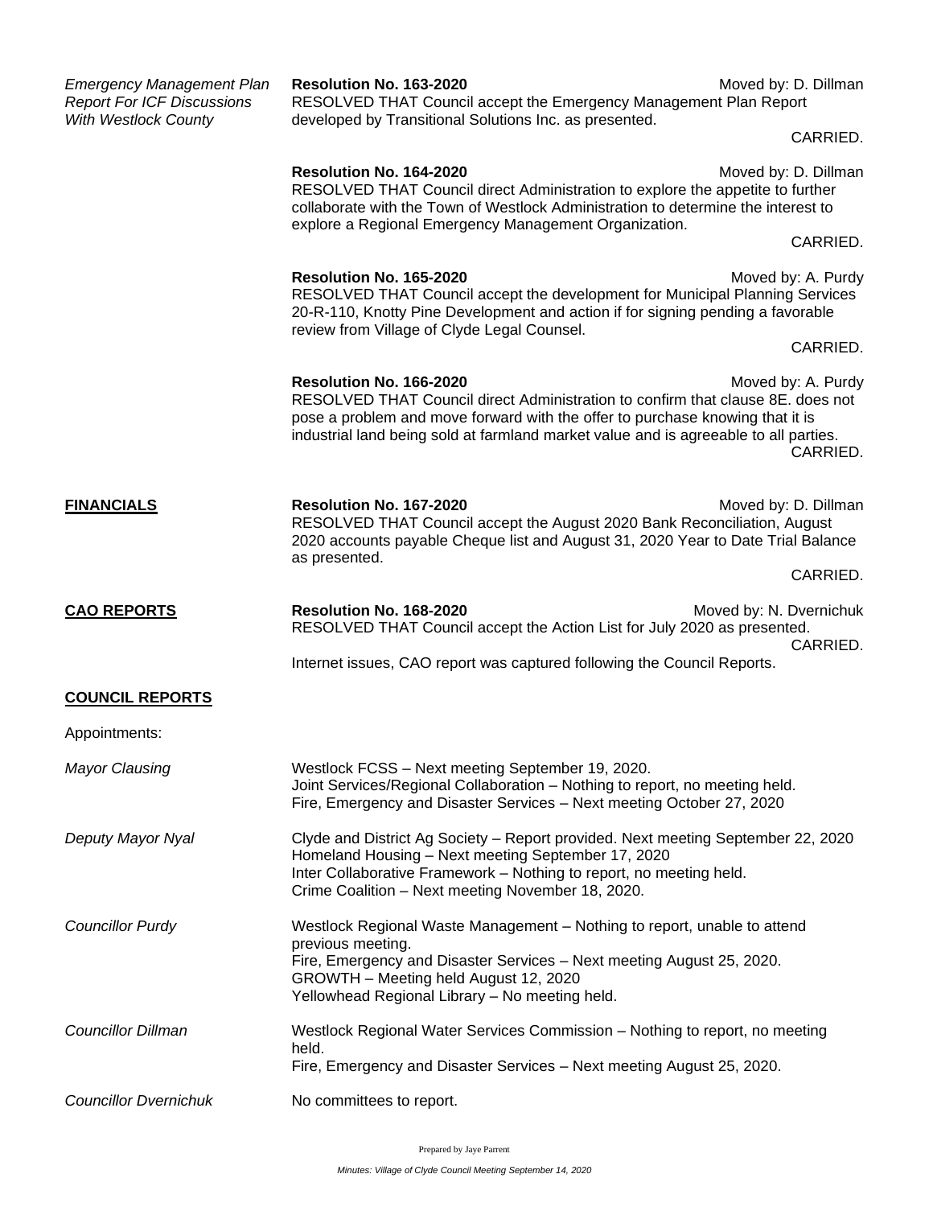*Emergency Management Plan Report For ICF Discussions With Westlock County*

**Resolution No. 163-2020** Moved by: D. Dillman
RESOLVED THAT Council accept the Emergency Management Plan Report developed by Transitional Solutions Inc. as presented.
CARRIED.

**Resolution No. 164-2020** Moved by: D. Dillman
RESOLVED THAT Council direct Administration to explore the appetite to further collaborate with the Town of Westlock Administration to determine the interest to explore a Regional Emergency Management Organization.
CARRIED.

**Resolution No. 165-2020** Moved by: A. Purdy
RESOLVED THAT Council accept the development for Municipal Planning Services 20-R-110, Knotty Pine Development and action if for signing pending a favorable review from Village of Clyde Legal Counsel.
CARRIED.

**Resolution No. 166-2020** Moved by: A. Purdy
RESOLVED THAT Council direct Administration to confirm that clause 8E. does not pose a problem and move forward with the offer to purchase knowing that it is industrial land being sold at farmland market value and is agreeable to all parties.
CARRIED.

**FINANCIALS**

**Resolution No. 167-2020** Moved by: D. Dillman
RESOLVED THAT Council accept the August 2020 Bank Reconciliation, August 2020 accounts payable Cheque list and August 31, 2020 Year to Date Trial Balance as presented.
CARRIED.

**CAO REPORTS**

**Resolution No. 168-2020** Moved by: N. Dvernichuk
RESOLVED THAT Council accept the Action List for July 2020 as presented.
CARRIED.

Internet issues, CAO report was captured following the Council Reports.

**COUNCIL REPORTS**

Appointments:

*Mayor Clausing*
Westlock FCSS – Next meeting September 19, 2020.
Joint Services/Regional Collaboration – Nothing to report, no meeting held.
Fire, Emergency and Disaster Services – Next meeting October 27, 2020

*Deputy Mayor Nyal*
Clyde and District Ag Society – Report provided. Next meeting September 22, 2020
Homeland Housing – Next meeting September 17, 2020
Inter Collaborative Framework – Nothing to report, no meeting held.
Crime Coalition – Next meeting November 18, 2020.

*Councillor Purdy*
Westlock Regional Waste Management – Nothing to report, unable to attend previous meeting.
Fire, Emergency and Disaster Services – Next meeting August 25, 2020.
GROWTH – Meeting held August 12, 2020
Yellowhead Regional Library – No meeting held.

*Councillor Dillman*
Westlock Regional Water Services Commission – Nothing to report, no meeting held.
Fire, Emergency and Disaster Services – Next meeting August 25, 2020.

*Councillor Dvernichuk*
No committees to report.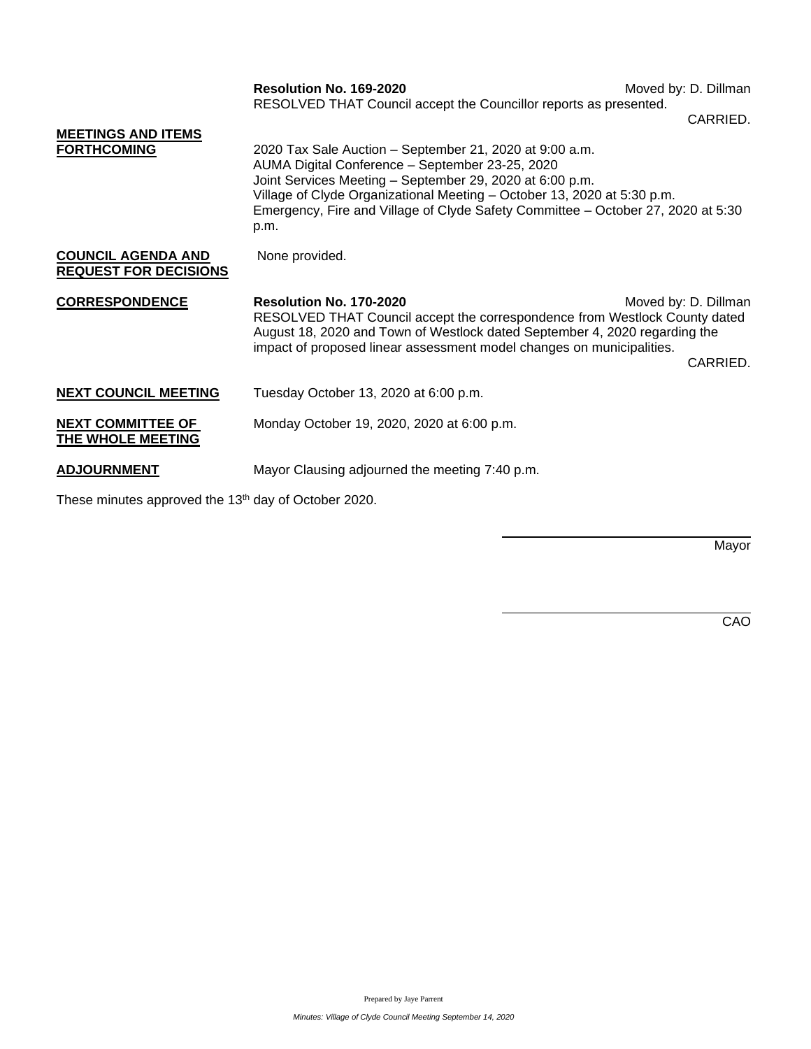**Resolution No. 169-2020** Moved by: D. Dillman

RESOLVED THAT Council accept the Councillor reports as presented.

CARRIED.

**MEETINGS AND ITEMS FORTHCOMING**

2020 Tax Sale Auction – September 21, 2020 at 9:00 a.m.
AUMA Digital Conference – September 23-25, 2020
Joint Services Meeting – September 29, 2020 at 6:00 p.m.
Village of Clyde Organizational Meeting – October 13, 2020 at 5:30 p.m.
Emergency, Fire and Village of Clyde Safety Committee – October 27, 2020 at 5:30 p.m.

**COUNCIL AGENDA AND REQUEST FOR DECISIONS**

None provided.

**CORRESPONDENCE**

**Resolution No. 170-2020** Moved by: D. Dillman

RESOLVED THAT Council accept the correspondence from Westlock County dated August 18, 2020 and Town of Westlock dated September 4, 2020 regarding the impact of proposed linear assessment model changes on municipalities.

CARRIED.

**NEXT COUNCIL MEETING**

Tuesday October 13, 2020 at 6:00 p.m.

**NEXT COMMITTEE OF THE WHOLE MEETING**

Monday October 19, 2020, 2020 at 6:00 p.m.

**ADJOURNMENT**

Mayor Clausing adjourned the meeting 7:40 p.m.

These minutes approved the 13th day of October 2020.

\_\_\_\_\_\_\_\_\_\_\_\_\_\_\_\_\_\_\_\_\_\_\_\_\_\_\_\_\_\_
Mayor

\_\_\_\_\_\_\_\_\_\_\_\_\_\_\_\_\_\_\_\_\_\_\_\_\_\_\_\_\_\_
CAO

Prepared by Jaye Parrent